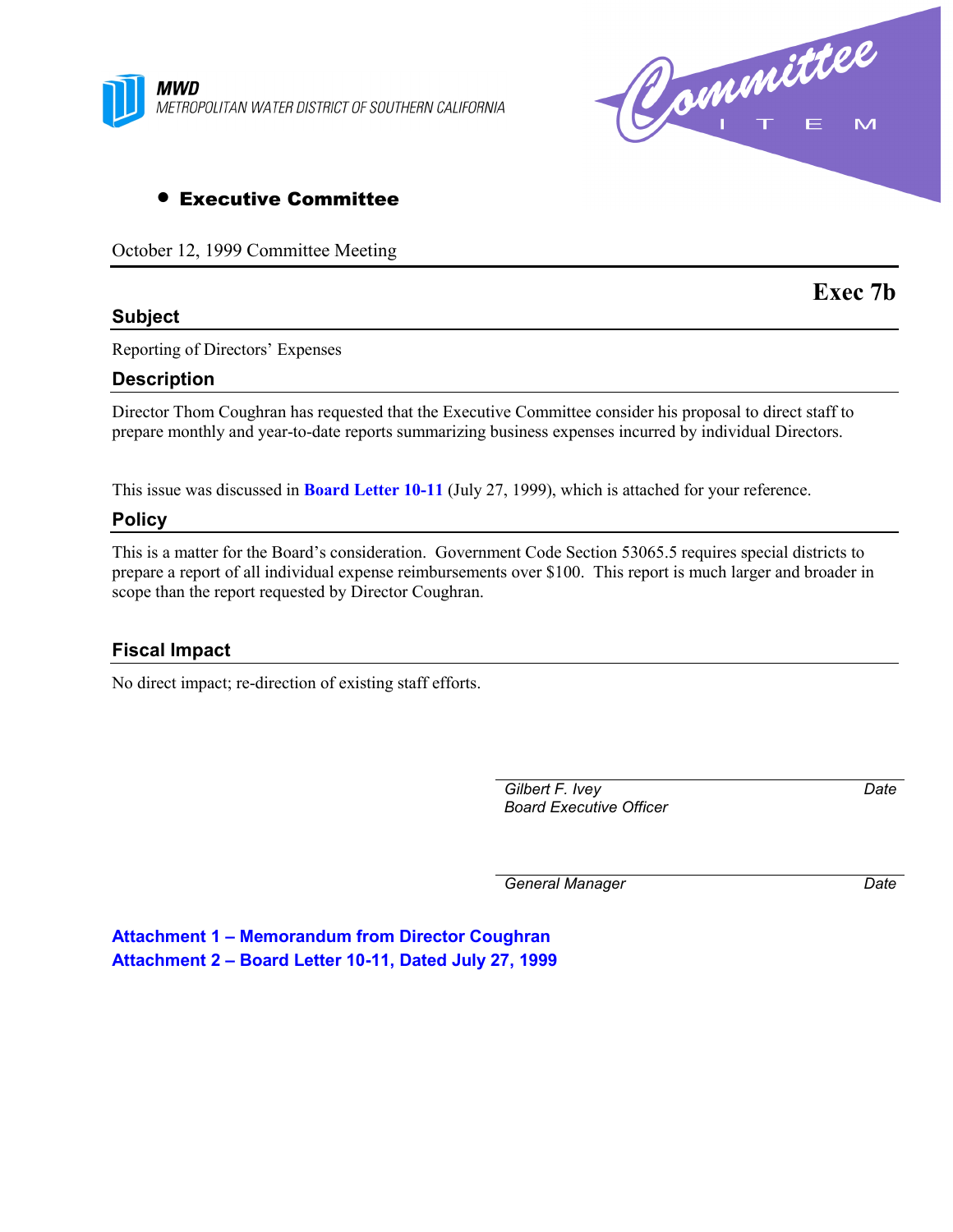**MWD**
METROPOLITAN WATER DISTRICT OF SOUTHERN CALIFORNIA

Committee ITEM

- **Executive Committee**

October 12, 1999 Committee Meeting

**Exec 7b**

## Subject

Reporting of Directors' Expenses

## Description

Director Thom Coughran has requested that the Executive Committee consider his proposal to direct staff to prepare monthly and year-to-date reports summarizing business expenses incurred by individual Directors.

This issue was discussed in **Board Letter 10-11** (July 27, 1999), which is attached for your reference.

## Policy

This is a matter for the Board's consideration. Government Code Section 53065.5 requires special districts to prepare a report of all individual expense reimbursements over $100. This report is much larger and broader in scope than the report requested by Director Coughran.

## Fiscal Impact

No direct impact; re-direction of existing staff efforts.

*Gilbert F. Ivey* — *Date*
*Board Executive Officer*

*General Manager* — *Date*

**Attachment 1 – Memorandum from Director Coughran**
**Attachment 2 – Board Letter 10-11, Dated July 27, 1999**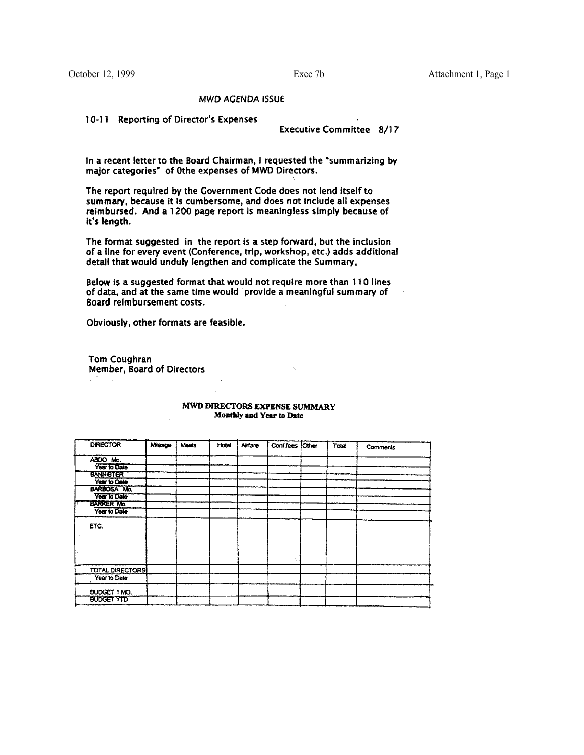## MWD AGENDA ISSUE

**10-11 Reporting of Director's Expenses**

Executive Committee 8/17

In a recent letter to the Board Chairman, I requested the "summarizing by major categories" of 0the expenses of MWD Directors.

The report required by the Government Code does not lend itself to summary, because it is cumbersome, and does not include all expenses reimbursed. And a 1200 page report is meaningless simply because of it's length.

The format suggested in the report is a step forward, but the inclusion of a line for every event (Conference, trip, workshop, etc.) adds additional detail that would unduly lengthen and complicate the Summary,

Below is a suggested format that would not require more than 110 lines of data, and at the same time would provide a meaningful summary of Board reimbursement costs.

Obviously, other formats are feasible.

Tom Coughran
Member, Board of Directors

### MWD DIRECTORS EXPENSE SUMMARY
**Monthly and Year to Date**

| DIRECTOR | Mileage | Meals | Hotel | Airfare | Conf.fees | Other | Total | Comments |
|---|---|---|---|---|---|---|---|---|
| ABDO Mo. | | | | | | | | |
| Year to Date | | | | | | | | |
| BANNISTER | | | | | | | | |
| Year to Date | | | | | | | | |
| BARBOSA Mo. | | | | | | | | |
| Year to Date | | | | | | | | |
| BARKER Mo. | | | | | | | | |
| Year to Date | | | | | | | | |
| ETC. | | | | | | | | |
| TOTAL DIRECTORS | | | | | | | | |
| Year to Date | | | | | | | | |
| BUDGET 1 MO. | | | | | | | | |
| BUDGET YTD | | | | | | | | |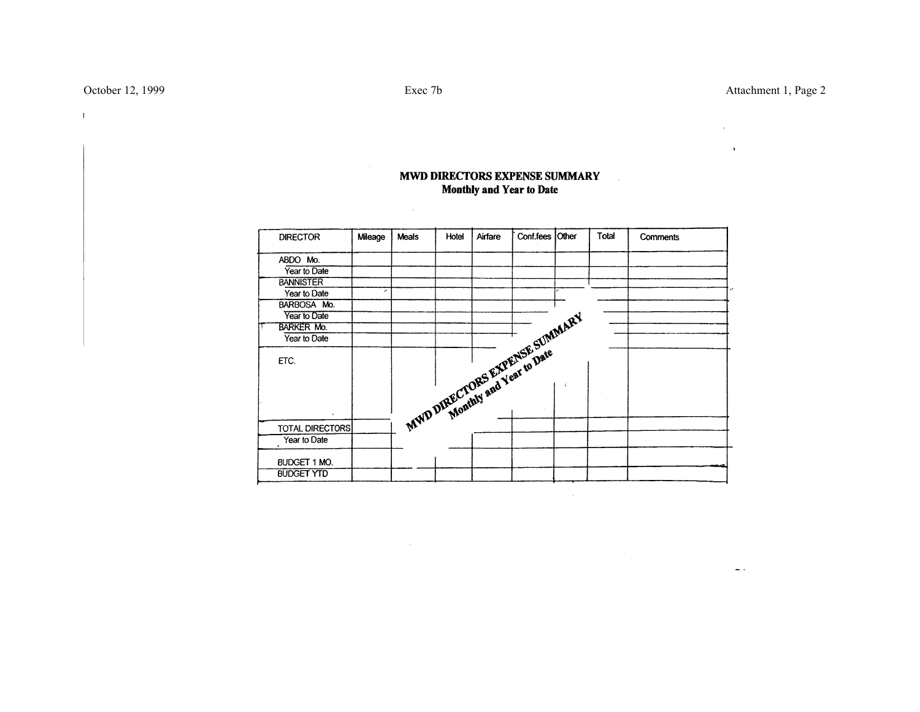**MWD DIRECTORS EXPENSE SUMMARY**
**Monthly and Year to Date**

| DIRECTOR | Mileage | Meals | Hotel | Airfare | Conf.fees | Other | Total | Comments |
|---|---|---|---|---|---|---|---|---|
| ABDO Mo. | | | | | | | | |
| Year to Date | | | | | | | | |
| BANNISTER | | | | | | | | |
| Year to Date | | | | | | | | |
| BARBOSA Mo. | | | | | | | | |
| Year to Date | | | | | | | | |
| BARKER Mo. | | | | | | | | |
| Year to Date | | | | | | | | |
| ETC. | | | | | | | | |
| TOTAL DIRECTORS | | | | | | | | |
| Year to Date | | | | | | | | |
| BUDGET 1 MO. | | | | | | | | |
| BUDGET YTD | | | | | | | | |

MWD DIRECTORS EXPENSE SUMMARY
Monthly and Year to Date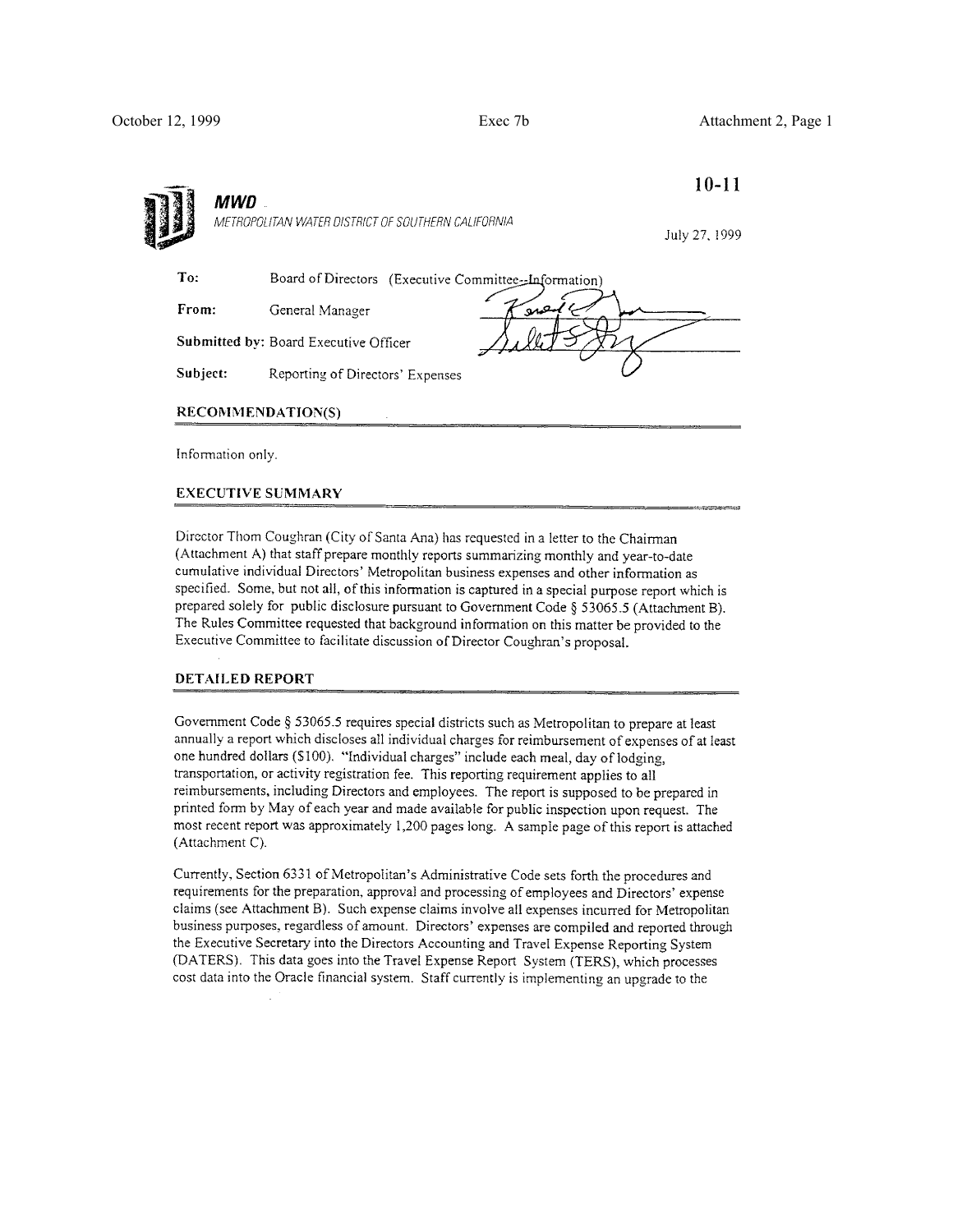**10-11**

**MWD**
METROPOLITAN WATER DISTRICT OF SOUTHERN CALIFORNIA

July 27, 1999

| | |
|---|---|
| **To:** | Board of Directors (Executive Committee--Information) |
| **From:** | General Manager |
| **Submitted by:** | Board Executive Officer |
| **Subject:** | Reporting of Directors' Expenses |

## RECOMMENDATION(S)

Information only.

## EXECUTIVE SUMMARY

Director Thom Coughran (City of Santa Ana) has requested in a letter to the Chairman (Attachment A) that staff prepare monthly reports summarizing monthly and year-to-date cumulative individual Directors' Metropolitan business expenses and other information as specified. Some, but not all, of this information is captured in a special purpose report which is prepared solely for public disclosure pursuant to Government Code § 53065.5 (Attachment B). The Rules Committee requested that background information on this matter be provided to the Executive Committee to facilitate discussion of Director Coughran's proposal.

## DETAILED REPORT

Government Code § 53065.5 requires special districts such as Metropolitan to prepare at least annually a report which discloses all individual charges for reimbursement of expenses of at least one hundred dollars ($100). "Individual charges" include each meal, day of lodging, transportation, or activity registration fee. This reporting requirement applies to all reimbursements, including Directors and employees. The report is supposed to be prepared in printed form by May of each year and made available for public inspection upon request. The most recent report was approximately 1,200 pages long. A sample page of this report is attached (Attachment C).

Currently, Section 6331 of Metropolitan's Administrative Code sets forth the procedures and requirements for the preparation, approval and processing of employees and Directors' expense claims (see Attachment B). Such expense claims involve all expenses incurred for Metropolitan business purposes, regardless of amount. Directors' expenses are compiled and reported through the Executive Secretary into the Directors Accounting and Travel Expense Reporting System (DATERS). This data goes into the Travel Expense Report System (TERS), which processes cost data into the Oracle financial system. Staff currently is implementing an upgrade to the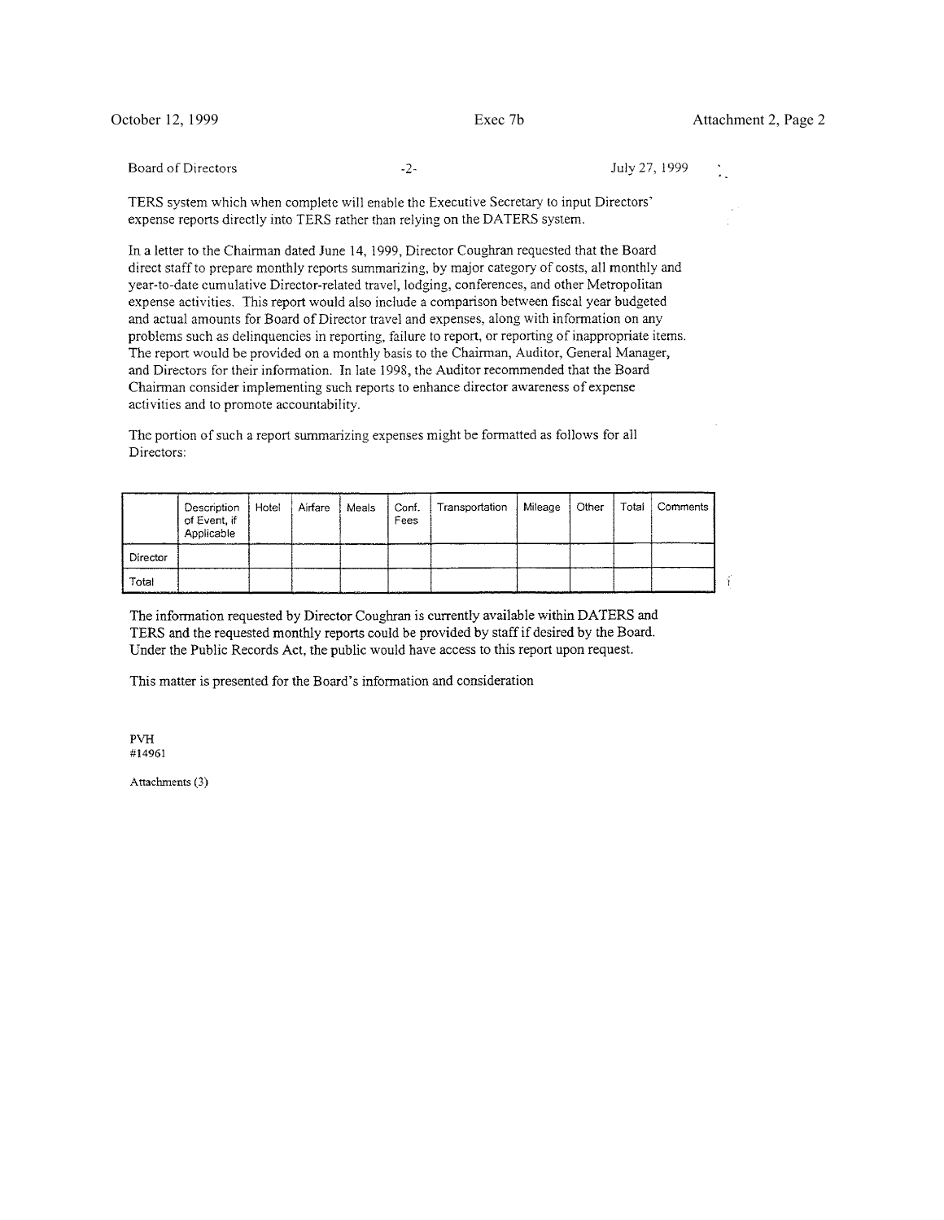TERS system which when complete will enable the Executive Secretary to input Directors' expense reports directly into TERS rather than relying on the DATERS system.

In a letter to the Chairman dated June 14, 1999, Director Coughran requested that the Board direct staff to prepare monthly reports summarizing, by major category of costs, all monthly and year-to-date cumulative Director-related travel, lodging, conferences, and other Metropolitan expense activities. This report would also include a comparison between fiscal year budgeted and actual amounts for Board of Director travel and expenses, along with information on any problems such as delinquencies in reporting, failure to report, or reporting of inappropriate items. The report would be provided on a monthly basis to the Chairman, Auditor, General Manager, and Directors for their information. In late 1998, the Auditor recommended that the Board Chairman consider implementing such reports to enhance director awareness of expense activities and to promote accountability.

The portion of such a report summarizing expenses might be formatted as follows for all Directors:

| | Description of Event, if Applicable | Hotel | Airfare | Meals | Conf. Fees | Transportation | Mileage | Other | Total | Comments |
|---|---|---|---|---|---|---|---|---|---|---|
| Director | | | | | | | | | | |
| Total | | | | | | | | | | |

The information requested by Director Coughran is currently available within DATERS and TERS and the requested monthly reports could be provided by staff if desired by the Board. Under the Public Records Act, the public would have access to this report upon request.

This matter is presented for the Board's information and consideration

PVH
#14961

Attachments (3)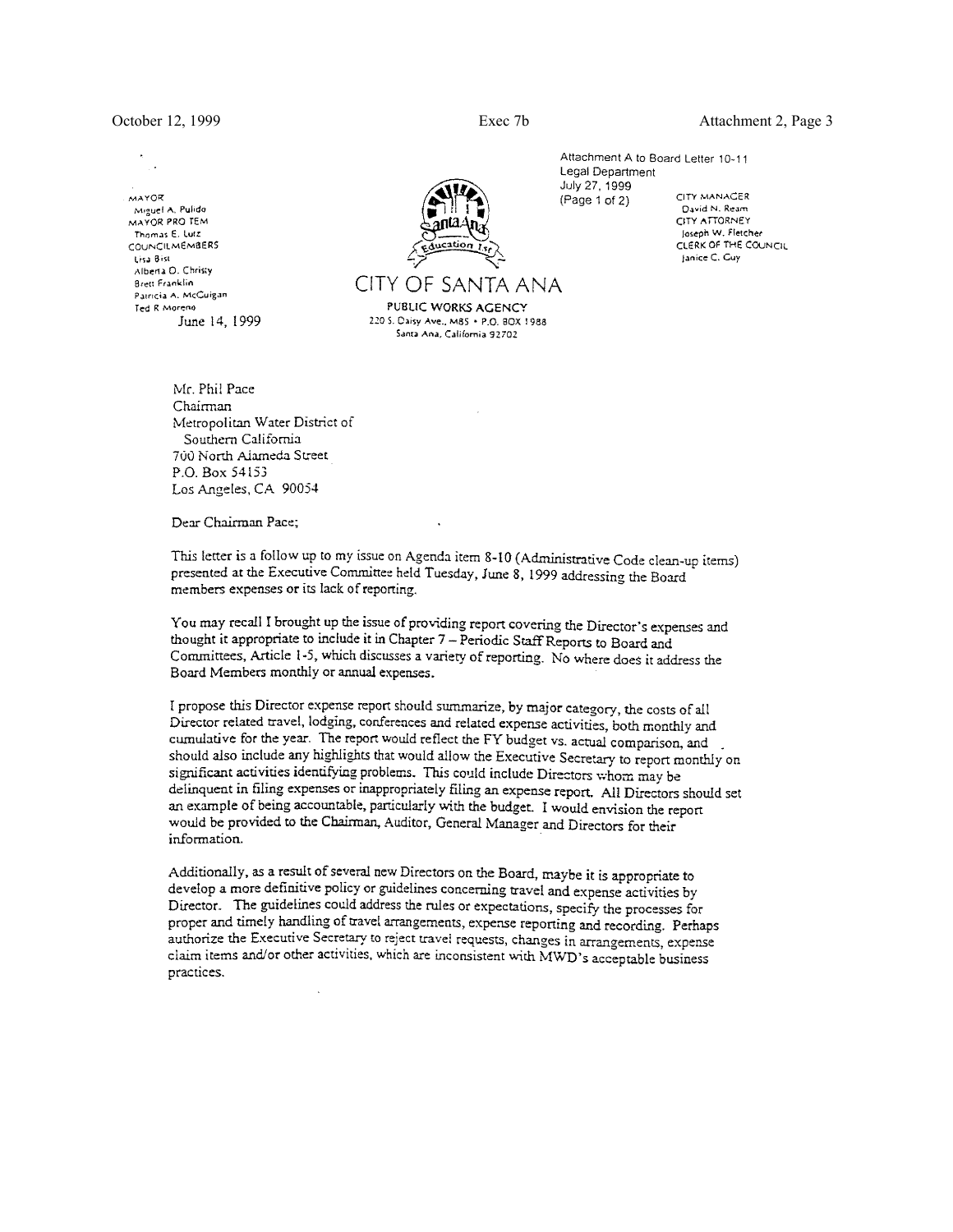Attachment A to Board Letter 10-11
Legal Department
July 27, 1999
(Page 1 of 2)

MAYOR
Miguel A. Pulido
MAYOR PRO TEM
Thomas E. Lutz
COUNCILMEMBERS
Lisa Bist
Alberta D. Christy
Brett Franklin
Patricia A. McGuigan
Ted R Moreno

CITY MANAGER
David N. Ream
CITY ATTORNEY
Joseph W. Fletcher
CLERK OF THE COUNCIL
Janice C. Guy

# CITY OF SANTA ANA

PUBLIC WORKS AGENCY
220 S. Daisy Ave., M85 • P.O. BOX 1988
Santa Ana, California 92702

June 14, 1999

Mr. Phil Pace
Chairman
Metropolitan Water District of
Southern California
700 North Alameda Street
P.O. Box 54153
Los Angeles, CA 90054

Dear Chairman Pace;

This letter is a follow up to my issue on Agenda item 8-10 (Administrative Code clean-up items) presented at the Executive Committee held Tuesday, June 8, 1999 addressing the Board members expenses or its lack of reporting.

You may recall I brought up the issue of providing report covering the Director's expenses and thought it appropriate to include it in Chapter 7 – Periodic Staff Reports to Board and Committees, Article 1-5, which discusses a variety of reporting. No where does it address the Board Members monthly or annual expenses.

I propose this Director expense report should summarize, by major category, the costs of all Director related travel, lodging, conferences and related expense activities, both monthly and cumulative for the year. The report would reflect the FY budget vs. actual comparison, and should also include any highlights that would allow the Executive Secretary to report monthly on significant activities identifying problems. This could include Directors whom may be delinquent in filing expenses or inappropriately filing an expense report. All Directors should set an example of being accountable, particularly with the budget. I would envision the report would be provided to the Chairman, Auditor, General Manager and Directors for their information.

Additionally, as a result of several new Directors on the Board, maybe it is appropriate to develop a more definitive policy or guidelines concerning travel and expense activities by Director. The guidelines could address the rules or expectations, specify the processes for proper and timely handling of travel arrangements, expense reporting and recording. Perhaps authorize the Executive Secretary to reject travel requests, changes in arrangements, expense claim items and/or other activities, which are inconsistent with MWD's acceptable business practices.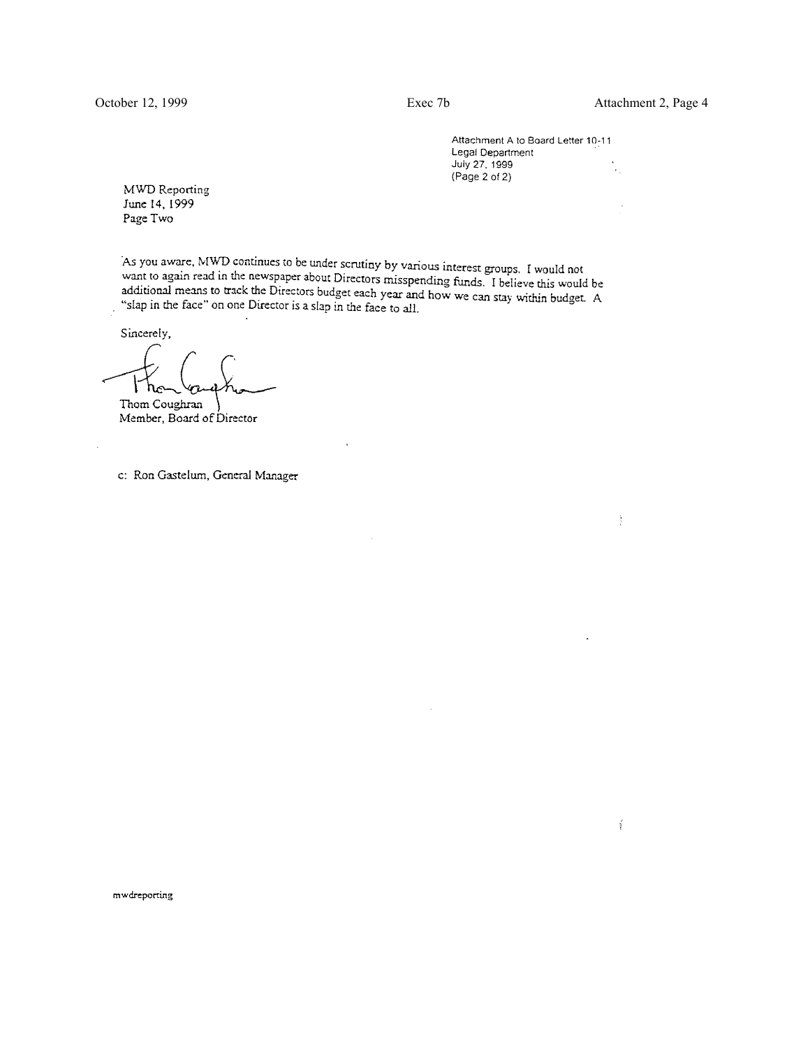Attachment A to Board Letter 10-11
Legal Department
July 27, 1999
(Page 2 of 2)

MWD Reporting
June 14, 1999
Page Two

As you aware, MWD continues to be under scrutiny by various interest groups. I would not want to again read in the newspaper about Directors misspending funds. I believe this would be additional means to track the Directors budget each year and how we can stay within budget. A "slap in the face" on one Director is a slap in the face to all.

Sincerely,

Thom Coughran
Member, Board of Director

c: Ron Gastelum, General Manager

mwdreporting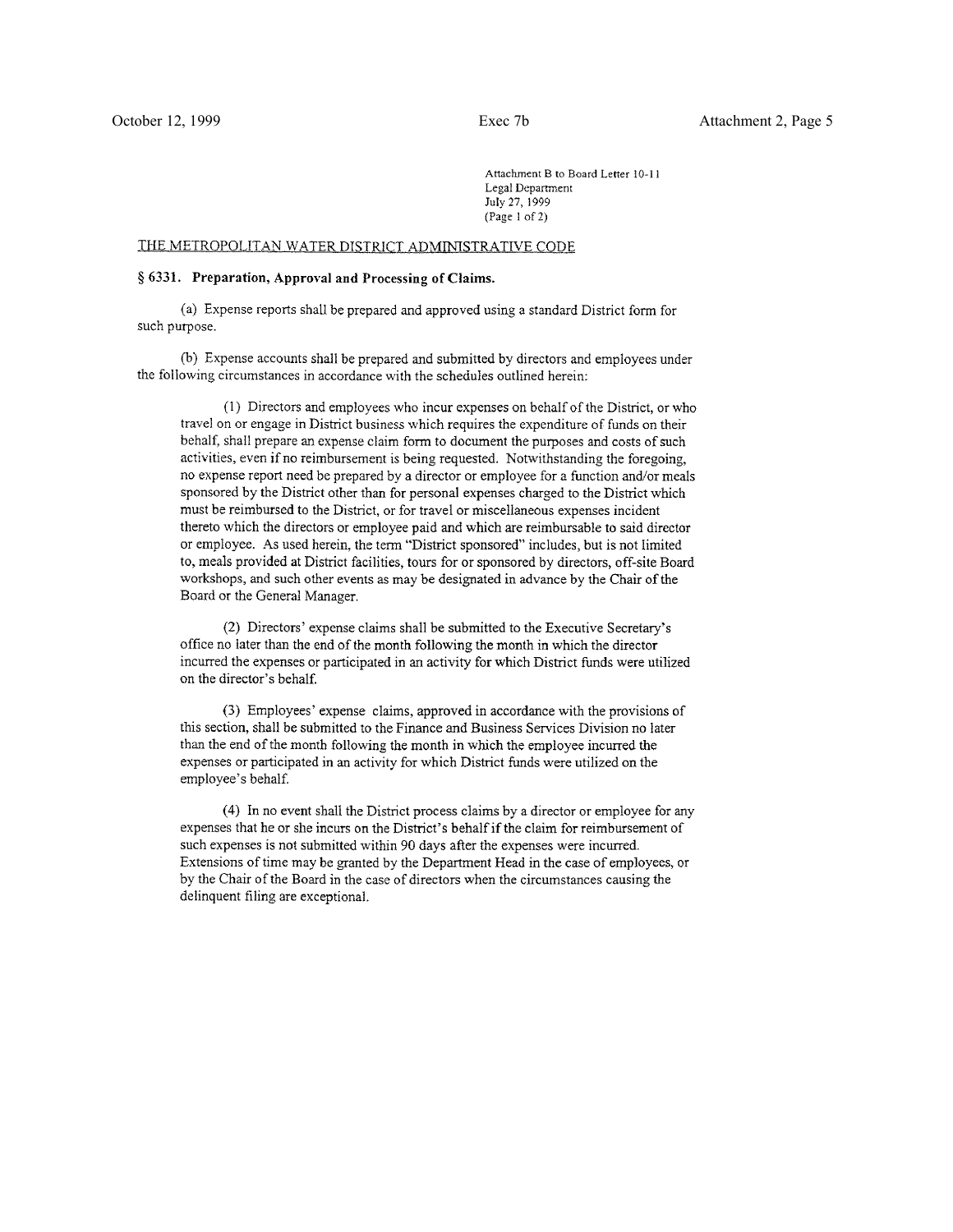Attachment B to Board Letter 10-11
Legal Department
July 27, 1999
(Page 1 of 2)

THE METROPOLITAN WATER DISTRICT ADMINISTRATIVE CODE

**§ 6331. Preparation, Approval and Processing of Claims.**

(a) Expense reports shall be prepared and approved using a standard District form for such purpose.

(b) Expense accounts shall be prepared and submitted by directors and employees under the following circumstances in accordance with the schedules outlined herein:

(1) Directors and employees who incur expenses on behalf of the District, or who travel on or engage in District business which requires the expenditure of funds on their behalf, shall prepare an expense claim form to document the purposes and costs of such activities, even if no reimbursement is being requested. Notwithstanding the foregoing, no expense report need be prepared by a director or employee for a function and/or meals sponsored by the District other than for personal expenses charged to the District which must be reimbursed to the District, or for travel or miscellaneous expenses incident thereto which the directors or employee paid and which are reimbursable to said director or employee. As used herein, the term "District sponsored" includes, but is not limited to, meals provided at District facilities, tours for or sponsored by directors, off-site Board workshops, and such other events as may be designated in advance by the Chair of the Board or the General Manager.

(2) Directors' expense claims shall be submitted to the Executive Secretary's office no later than the end of the month following the month in which the director incurred the expenses or participated in an activity for which District funds were utilized on the director's behalf.

(3) Employees' expense claims, approved in accordance with the provisions of this section, shall be submitted to the Finance and Business Services Division no later than the end of the month following the month in which the employee incurred the expenses or participated in an activity for which District funds were utilized on the employee's behalf.

(4) In no event shall the District process claims by a director or employee for any expenses that he or she incurs on the District's behalf if the claim for reimbursement of such expenses is not submitted within 90 days after the expenses were incurred. Extensions of time may be granted by the Department Head in the case of employees, or by the Chair of the Board in the case of directors when the circumstances causing the delinquent filing are exceptional.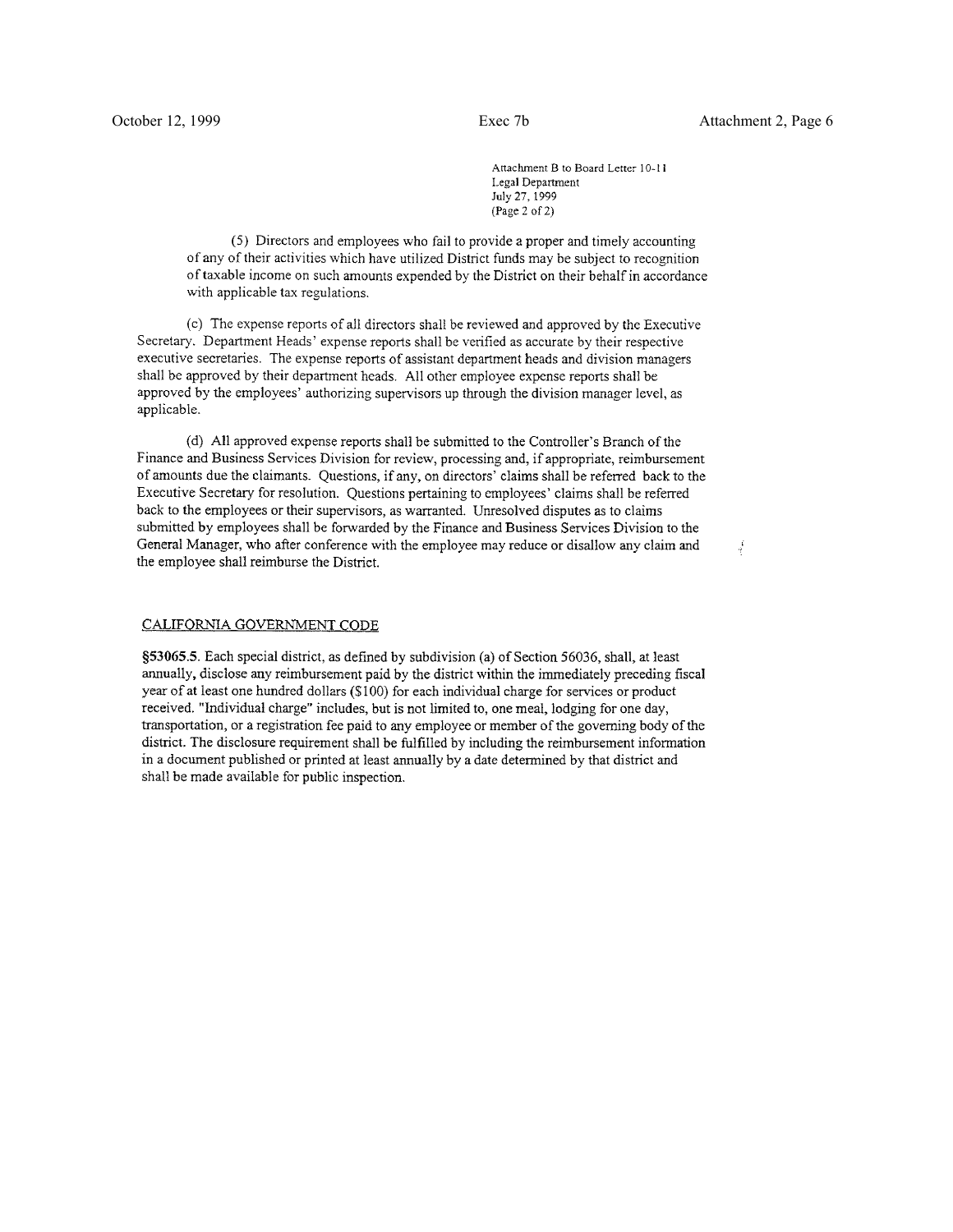Attachment B to Board Letter 10-11
Legal Department
July 27, 1999
(Page 2 of 2)

(5) Directors and employees who fail to provide a proper and timely accounting of any of their activities which have utilized District funds may be subject to recognition of taxable income on such amounts expended by the District on their behalf in accordance with applicable tax regulations.

(c) The expense reports of all directors shall be reviewed and approved by the Executive Secretary. Department Heads' expense reports shall be verified as accurate by their respective executive secretaries. The expense reports of assistant department heads and division managers shall be approved by their department heads. All other employee expense reports shall be approved by the employees' authorizing supervisors up through the division manager level, as applicable.

(d) All approved expense reports shall be submitted to the Controller's Branch of the Finance and Business Services Division for review, processing and, if appropriate, reimbursement of amounts due the claimants. Questions, if any, on directors' claims shall be referred back to the Executive Secretary for resolution. Questions pertaining to employees' claims shall be referred back to the employees or their supervisors, as warranted. Unresolved disputes as to claims submitted by employees shall be forwarded by the Finance and Business Services Division to the General Manager, who after conference with the employee may reduce or disallow any claim and the employee shall reimburse the District.

CALIFORNIA GOVERNMENT CODE

**§53065.5**. Each special district, as defined by subdivision (a) of Section 56036, shall, at least annually, disclose any reimbursement paid by the district within the immediately preceding fiscal year of at least one hundred dollars ($100) for each individual charge for services or product received. "Individual charge" includes, but is not limited to, one meal, lodging for one day, transportation, or a registration fee paid to any employee or member of the governing body of the district. The disclosure requirement shall be fulfilled by including the reimbursement information in a document published or printed at least annually by a date determined by that district and shall be made available for public inspection.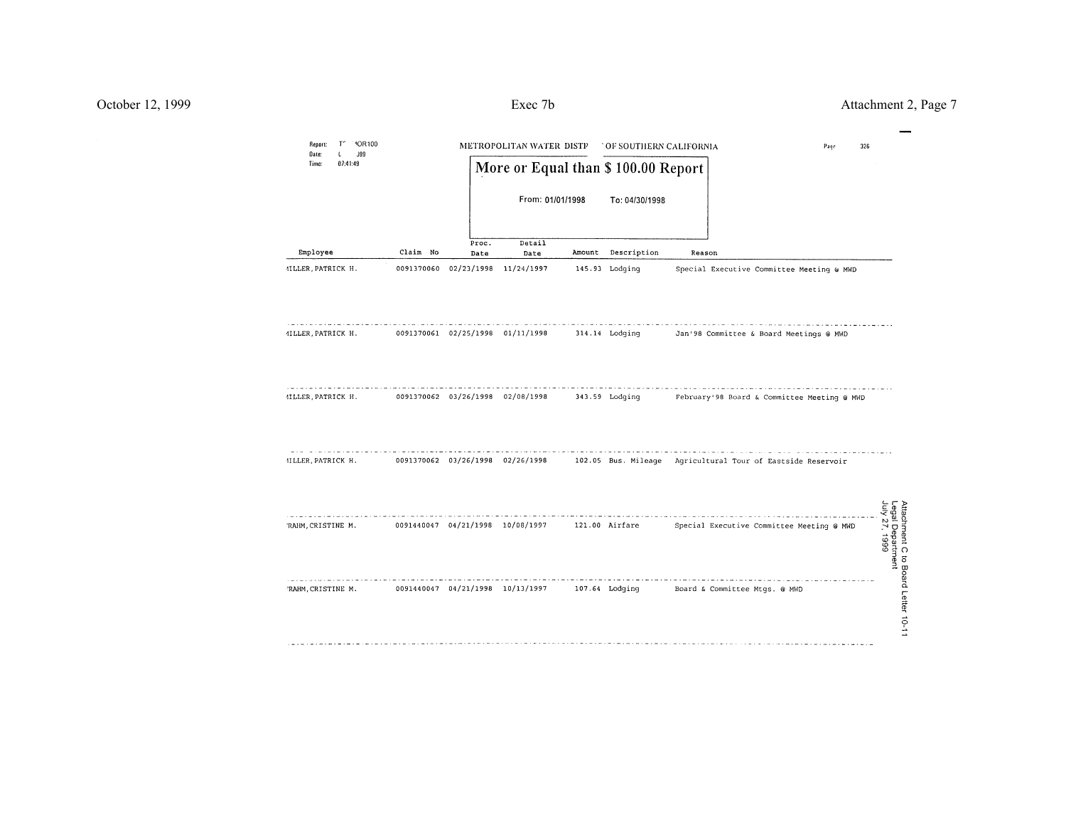Report: T' 'OR100
Date: L J99
Time: 07:41:49

METROPOLITAN WATER DISTR OF SOUTHERN CALIFORNIA

Page 326

## More or Equal than $ 100.00 Report

From: 01/01/1998 To: 04/30/1998

| Employee | Claim No | Proc. Date | Detail Date | Amount | Description | Reason |
|---|---|---|---|---|---|---|
| 'ILLER, PATRICK H. | 0091370060 | 02/23/1998 | 11/24/1997 | 145.93 | Lodging | Special Executive Committee Meeting @ MWD |
| 'ILLER, PATRICK H. | 0091370061 | 02/25/1998 | 01/11/1998 | 314.14 | Lodging | Jan'98 Committee & Board Meetings @ MWD |
| 'ILLER, PATRICK H. | 0091370062 | 03/26/1998 | 02/08/1998 | 343.59 | Lodging | February'98 Board & Committee Meeting @ MWD |
| 'ILLER, PATRICK H. | 0091370062 | 03/26/1998 | 02/26/1998 | 102.05 | Bus. Mileage | Agricultural Tour of Eastside Reservoir |
| 'RAHM, CRISTINE M. | 0091440047 | 04/21/1998 | 10/08/1997 | 121.00 | Airfare | Special Executive Committee Meeting @ MWD |
| 'RAHM, CRISTINE M. | 0091440047 | 04/21/1998 | 10/13/1997 | 107.64 | Lodging | Board & Committee Mtgs. @ MWD |

Attachment C to Board Letter 10-11
Legal Department
July 27, 1999